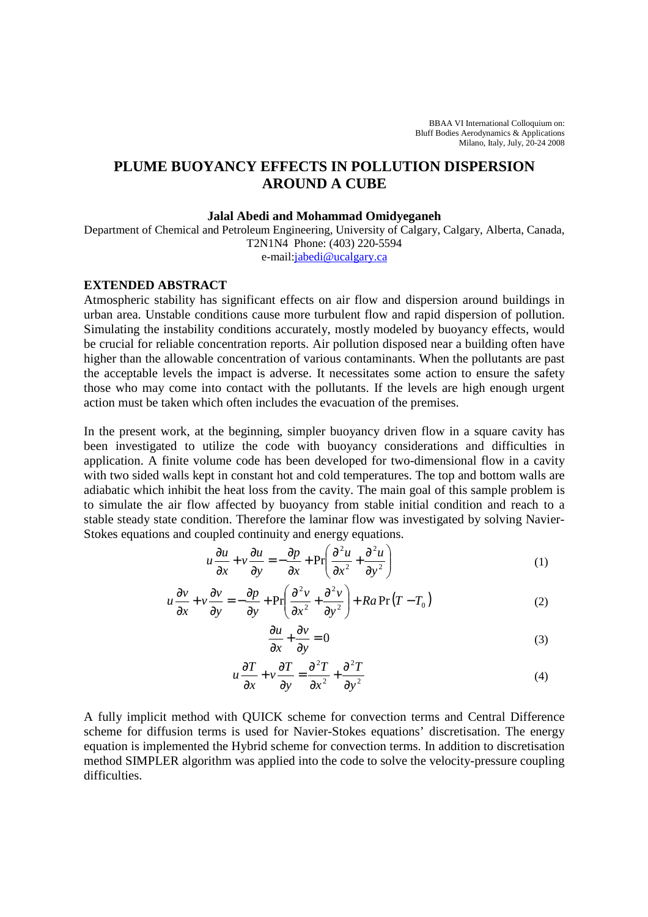# PLUME BUOYANCY EFFECTS IN POLLUTION DISPERSION AROUND A CUBE

**Jalal Abedi and Mohammad Omidyeganeh**

Department of Chemical and Petroleum Engineering, University of Calgary, Calgary, Alberta, Canada, T2N1N4 Phone: (403) 220-5594
e-mail:jabedi@ucalgary.ca

## EXTENDED ABSTRACT

Atmospheric stability has significant effects on air flow and dispersion around buildings in urban area. Unstable conditions cause more turbulent flow and rapid dispersion of pollution. Simulating the instability conditions accurately, mostly modeled by buoyancy effects, would be crucial for reliable concentration reports. Air pollution disposed near a building often have higher than the allowable concentration of various contaminants. When the pollutants are past the acceptable levels the impact is adverse. It necessitates some action to ensure the safety those who may come into contact with the pollutants. If the levels are high enough urgent action must be taken which often includes the evacuation of the premises.

In the present work, at the beginning, simpler buoyancy driven flow in a square cavity has been investigated to utilize the code with buoyancy considerations and difficulties in application. A finite volume code has been developed for two-dimensional flow in a cavity with two sided walls kept in constant hot and cold temperatures. The top and bottom walls are adiabatic which inhibit the heat loss from the cavity. The main goal of this sample problem is to simulate the air flow affected by buoyancy from stable initial condition and reach to a stable steady state condition. Therefore the laminar flow was investigated by solving Navier-Stokes equations and coupled continuity and energy equations.

$$u\frac{\partial u}{\partial x}+v\frac{\partial u}{\partial y}=-\frac{\partial p}{\partial x}+\Pr\left(\frac{\partial^2 u}{\partial x^2}+\frac{\partial^2 u}{\partial y^2}\right) \tag{1}$$

$$u\frac{\partial v}{\partial x}+v\frac{\partial v}{\partial y}=-\frac{\partial p}{\partial y}+\Pr\left(\frac{\partial^2 v}{\partial x^2}+\frac{\partial^2 v}{\partial y^2}\right)+Ra\Pr\left(T-T_0\right) \tag{2}$$

$$\frac{\partial u}{\partial x}+\frac{\partial v}{\partial y}=0 \tag{3}$$

$$u\frac{\partial T}{\partial x}+v\frac{\partial T}{\partial y}=\frac{\partial^2 T}{\partial x^2}+\frac{\partial^2 T}{\partial y^2} \tag{4}$$

A fully implicit method with QUICK scheme for convection terms and Central Difference scheme for diffusion terms is used for Navier-Stokes equations' discretisation. The energy equation is implemented the Hybrid scheme for convection terms. In addition to discretisation method SIMPLER algorithm was applied into the code to solve the velocity-pressure coupling difficulties.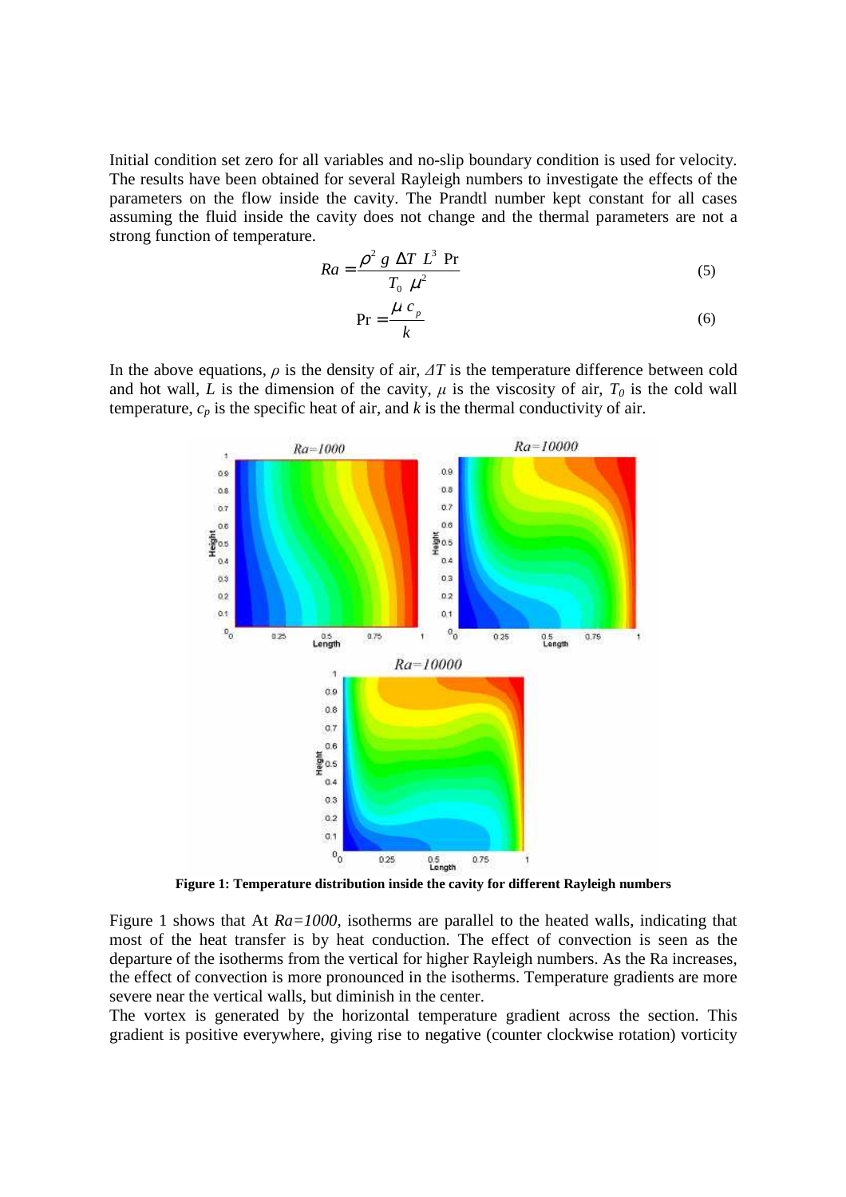Initial condition set zero for all variables and no-slip boundary condition is used for velocity. The results have been obtained for several Rayleigh numbers to investigate the effects of the parameters on the flow inside the cavity. The Prandtl number kept constant for all cases assuming the fluid inside the cavity does not change and the thermal parameters are not a strong function of temperature.

$$Ra = \frac{\rho^2 \; g \; \Delta T \; L^3 \; \Pr}{T_0 \; \mu^2} \tag{5}$$

$$\Pr = \frac{\mu \; c_p}{k} \tag{6}$$

In the above equations, $\rho$ is the density of air, $\Delta T$ is the temperature difference between cold and hot wall, $L$ is the dimension of the cavity, $\mu$ is the viscosity of air, $T_0$ is the cold wall temperature, $c_p$ is the specific heat of air, and $k$ is the thermal conductivity of air.

**Figure 1: Temperature distribution inside the cavity for different Rayleigh numbers**

Figure 1 shows that At *Ra=1000*, isotherms are parallel to the heated walls, indicating that most of the heat transfer is by heat conduction. The effect of convection is seen as the departure of the isotherms from the vertical for higher Rayleigh numbers. As the Ra increases, the effect of convection is more pronounced in the isotherms. Temperature gradients are more severe near the vertical walls, but diminish in the center.

The vortex is generated by the horizontal temperature gradient across the section. This gradient is positive everywhere, giving rise to negative (counter clockwise rotation) vorticity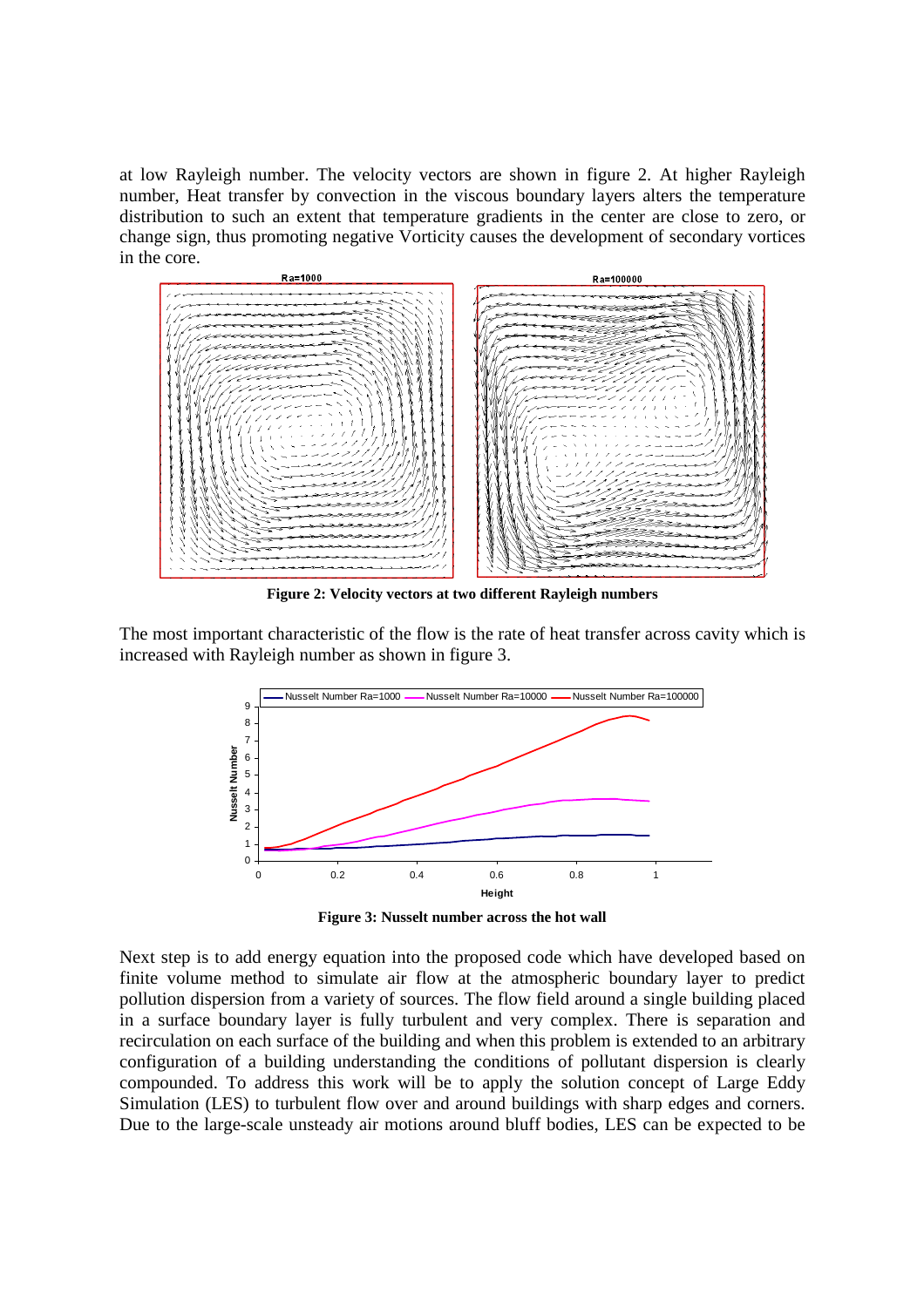at low Rayleigh number. The velocity vectors are shown in figure 2. At higher Rayleigh number, Heat transfer by convection in the viscous boundary layers alters the temperature distribution to such an extent that temperature gradients in the center are close to zero, or change sign, thus promoting negative Vorticity causes the development of secondary vortices in the core.

**Figure 2: Velocity vectors at two different Rayleigh numbers**

The most important characteristic of the flow is the rate of heat transfer across cavity which is increased with Rayleigh number as shown in figure 3.

**Figure 3: Nusselt number across the hot wall**

Next step is to add energy equation into the proposed code which have developed based on finite volume method to simulate air flow at the atmospheric boundary layer to predict pollution dispersion from a variety of sources. The flow field around a single building placed in a surface boundary layer is fully turbulent and very complex. There is separation and recirculation on each surface of the building and when this problem is extended to an arbitrary configuration of a building understanding the conditions of pollutant dispersion is clearly compounded. To address this work will be to apply the solution concept of Large Eddy Simulation (LES) to turbulent flow over and around buildings with sharp edges and corners. Due to the large-scale unsteady air motions around bluff bodies, LES can be expected to be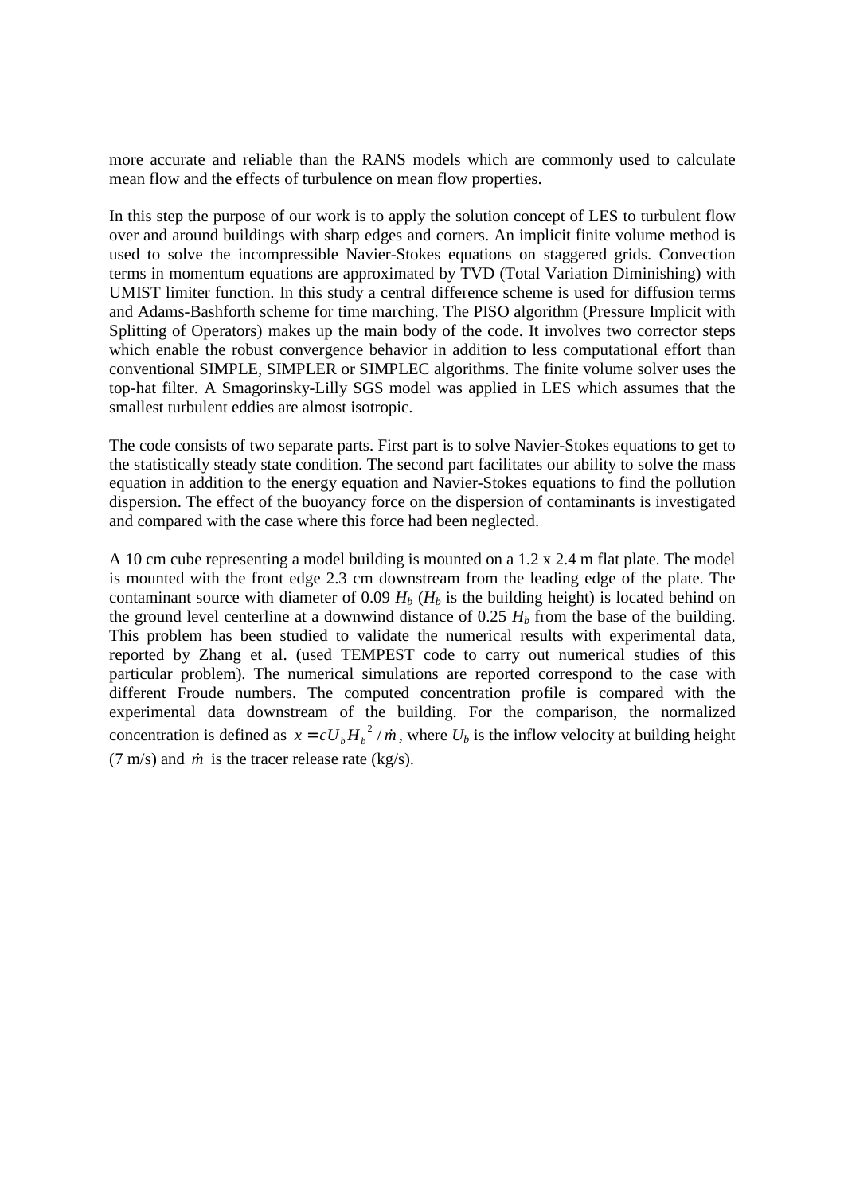more accurate and reliable than the RANS models which are commonly used to calculate mean flow and the effects of turbulence on mean flow properties.

In this step the purpose of our work is to apply the solution concept of LES to turbulent flow over and around buildings with sharp edges and corners. An implicit finite volume method is used to solve the incompressible Navier-Stokes equations on staggered grids. Convection terms in momentum equations are approximated by TVD (Total Variation Diminishing) with UMIST limiter function. In this study a central difference scheme is used for diffusion terms and Adams-Bashforth scheme for time marching. The PISO algorithm (Pressure Implicit with Splitting of Operators) makes up the main body of the code. It involves two corrector steps which enable the robust convergence behavior in addition to less computational effort than conventional SIMPLE, SIMPLER or SIMPLEC algorithms. The finite volume solver uses the top-hat filter. A Smagorinsky-Lilly SGS model was applied in LES which assumes that the smallest turbulent eddies are almost isotropic.

The code consists of two separate parts. First part is to solve Navier-Stokes equations to get to the statistically steady state condition. The second part facilitates our ability to solve the mass equation in addition to the energy equation and Navier-Stokes equations to find the pollution dispersion. The effect of the buoyancy force on the dispersion of contaminants is investigated and compared with the case where this force had been neglected.

A 10 cm cube representing a model building is mounted on a 1.2 x 2.4 m flat plate. The model is mounted with the front edge 2.3 cm downstream from the leading edge of the plate. The contaminant source with diameter of 0.09 $H_b$ ($H_b$ is the building height) is located behind on the ground level centerline at a downwind distance of 0.25 $H_b$ from the base of the building. This problem has been studied to validate the numerical results with experimental data, reported by Zhang et al. (used TEMPEST code to carry out numerical studies of this particular problem). The numerical simulations are reported correspond to the case with different Froude numbers. The computed concentration profile is compared with the experimental data downstream of the building. For the comparison, the normalized concentration is defined as $x = cU_b H_b^{\ 2} / \dot{m}$, where $U_b$ is the inflow velocity at building height (7 m/s) and $\dot{m}$ is the tracer release rate (kg/s).